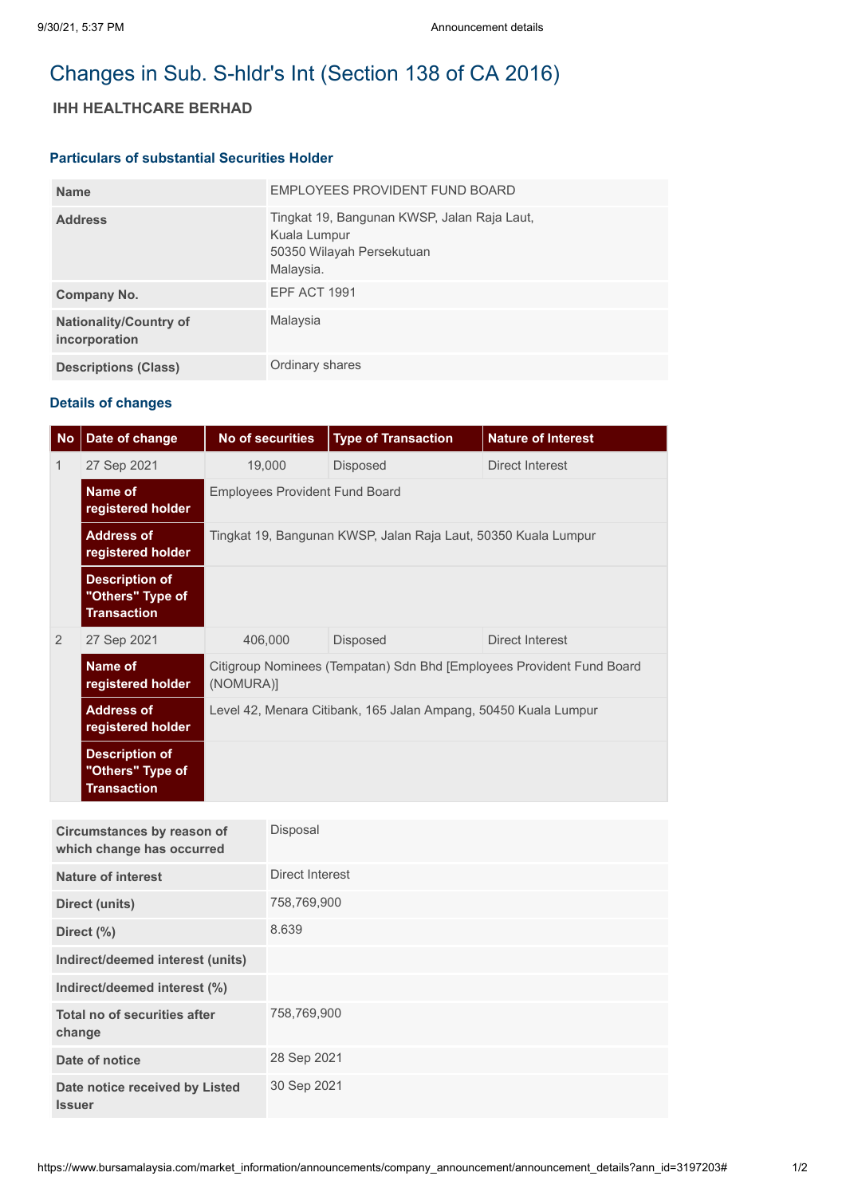# Changes in Sub. S-hldr's Int (Section 138 of CA 2016)

## IHH HEALTHCARE BERHAD

### Particulars of substantial Securities Holder

| | |
|---|---|
| **Name** | EMPLOYEES PROVIDENT FUND BOARD |
| **Address** | Tingkat 19, Bangunan KWSP, Jalan Raja Laut,<br>Kuala Lumpur<br>50350 Wilayah Persekutuan<br>Malaysia. |
| **Company No.** | EPF ACT 1991 |
| **Nationality/Country of incorporation** | Malaysia |
| **Descriptions (Class)** | Ordinary shares |

### Details of changes

| No | Date of change | No of securities | Type of Transaction | Nature of Interest |
|---|---|---|---|---|
| 1 | 27 Sep 2021 | 19,000 | Disposed | Direct Interest |
| | **Name of registered holder** | Employees Provident Fund Board | | |
| | **Address of registered holder** | Tingkat 19, Bangunan KWSP, Jalan Raja Laut, 50350 Kuala Lumpur | | |
| | **Description of "Others" Type of Transaction** | | | |
| 2 | 27 Sep 2021 | 406,000 | Disposed | Direct Interest |
| | **Name of registered holder** | Citigroup Nominees (Tempatan) Sdn Bhd [Employees Provident Fund Board (NOMURA)] | | |
| | **Address of registered holder** | Level 42, Menara Citibank, 165 Jalan Ampang, 50450 Kuala Lumpur | | |
| | **Description of "Others" Type of Transaction** | | | |

| | |
|---|---|
| **Circumstances by reason of which change has occurred** | Disposal |
| **Nature of interest** | Direct Interest |
| **Direct (units)** | 758,769,900 |
| **Direct (%)** | 8.639 |
| **Indirect/deemed interest (units)** | |
| **Indirect/deemed interest (%)** | |
| **Total no of securities after change** | 758,769,900 |
| **Date of notice** | 28 Sep 2021 |
| **Date notice received by Listed Issuer** | 30 Sep 2021 |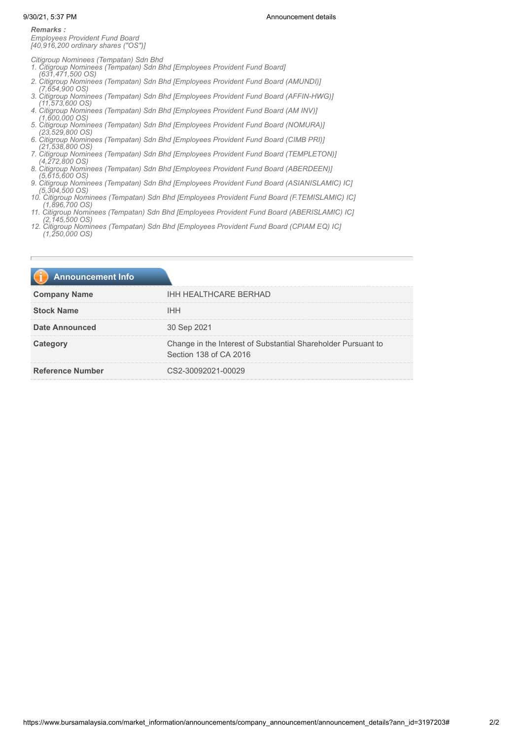***Remarks :***
*Employees Provident Fund Board*
*[40,916,200 ordinary shares ("OS")]*

*Citigroup Nominees (Tempatan) Sdn Bhd*

1. *Citigroup Nominees (Tempatan) Sdn Bhd [Employees Provident Fund Board]*
   *(631,471,500 OS)*
2. *Citigroup Nominees (Tempatan) Sdn Bhd [Employees Provident Fund Board (AMUNDI)]*
   *(7,654,900 OS)*
3. *Citigroup Nominees (Tempatan) Sdn Bhd [Employees Provident Fund Board (AFFIN-HWG)]*
   *(11,573,600 OS)*
4. *Citigroup Nominees (Tempatan) Sdn Bhd [Employees Provident Fund Board (AM INV)]*
   *(1,600,000 OS)*
5. *Citigroup Nominees (Tempatan) Sdn Bhd [Employees Provident Fund Board (NOMURA)]*
   *(23,529,800 OS)*
6. *Citigroup Nominees (Tempatan) Sdn Bhd [Employees Provident Fund Board (CIMB PRI)]*
   *(21,538,800 OS)*
7. *Citigroup Nominees (Tempatan) Sdn Bhd [Employees Provident Fund Board (TEMPLETON)]*
   *(4,272,800 OS)*
8. *Citigroup Nominees (Tempatan) Sdn Bhd [Employees Provident Fund Board (ABERDEEN)]*
   *(5,615,600 OS)*
9. *Citigroup Nominees (Tempatan) Sdn Bhd [Employees Provident Fund Board (ASIANISLAMIC) IC]*
   *(5,304,500 OS)*
10. *Citigroup Nominees (Tempatan) Sdn Bhd [Employees Provident Fund Board (F.TEMISLAMIC) IC]*
    *(1,896,700 OS)*
11. *Citigroup Nominees (Tempatan) Sdn Bhd [Employees Provident Fund Board (ABERISLAMIC) IC]*
    *(2,145,500 OS)*
12. *Citigroup Nominees (Tempatan) Sdn Bhd [Employees Provident Fund Board (CPIAM EQ) IC]*
    *(1,250,000 OS)*

## Announcement Info

| | |
|---|---|
| **Company Name** | IHH HEALTHCARE BERHAD |
| **Stock Name** | IHH |
| **Date Announced** | 30 Sep 2021 |
| **Category** | Change in the Interest of Substantial Shareholder Pursuant to Section 138 of CA 2016 |
| **Reference Number** | CS2-30092021-00029 |